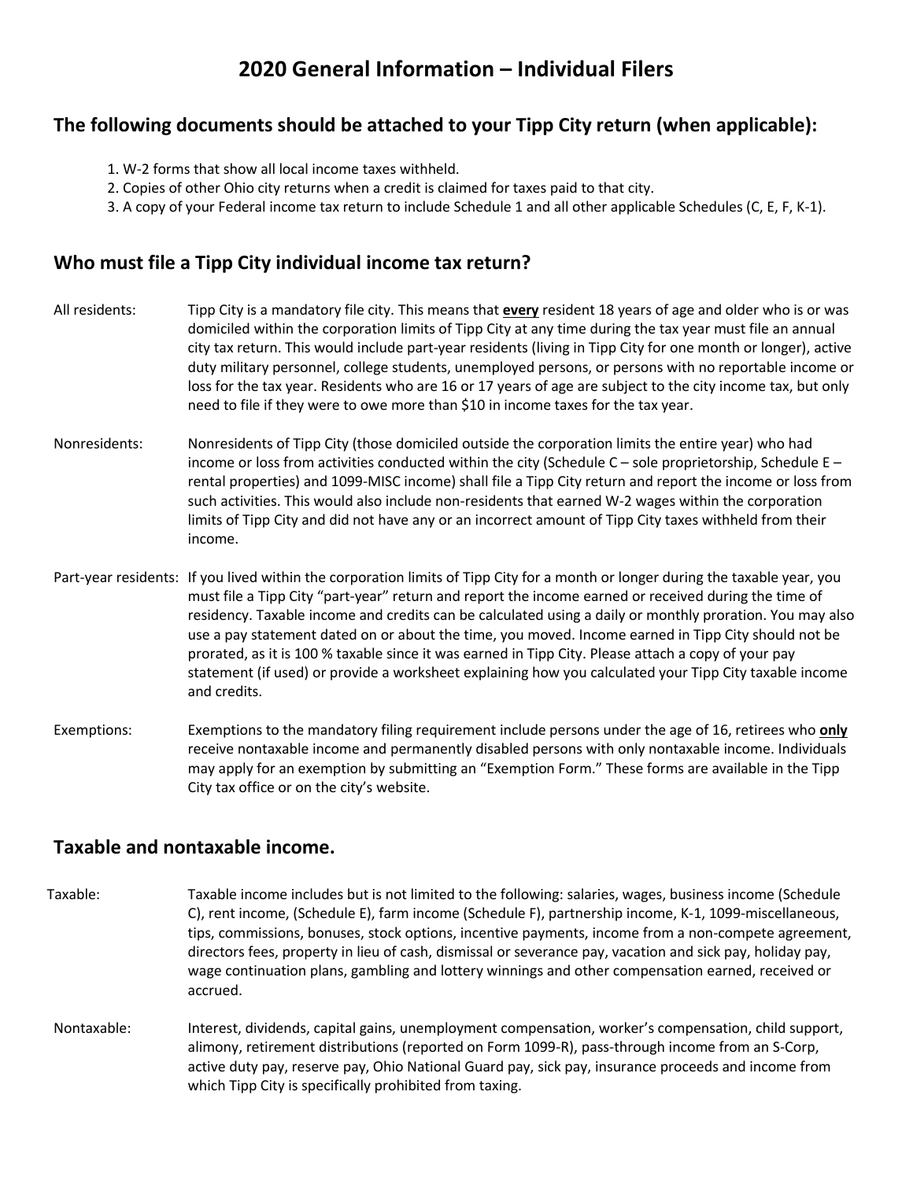# 2020 General Information – Individual Filers

## The following documents should be attached to your Tipp City return (when applicable):

1. W-2 forms that show all local income taxes withheld.
2. Copies of other Ohio city returns when a credit is claimed for taxes paid to that city.
3. A copy of your Federal income tax return to include Schedule 1 and all other applicable Schedules (C, E, F, K-1).

## Who must file a Tipp City individual income tax return?

**All residents:** Tipp City is a mandatory file city. This means that **every** resident 18 years of age and older who is or was domiciled within the corporation limits of Tipp City at any time during the tax year must file an annual city tax return. This would include part-year residents (living in Tipp City for one month or longer), active duty military personnel, college students, unemployed persons, or persons with no reportable income or loss for the tax year. Residents who are 16 or 17 years of age are subject to the city income tax, but only need to file if they were to owe more than $10 in income taxes for the tax year.

**Nonresidents:** Nonresidents of Tipp City (those domiciled outside the corporation limits the entire year) who had income or loss from activities conducted within the city (Schedule C – sole proprietorship, Schedule E – rental properties) and 1099-MISC income) shall file a Tipp City return and report the income or loss from such activities. This would also include non-residents that earned W-2 wages within the corporation limits of Tipp City and did not have any or an incorrect amount of Tipp City taxes withheld from their income.

**Part-year residents:** If you lived within the corporation limits of Tipp City for a month or longer during the taxable year, you must file a Tipp City "part-year" return and report the income earned or received during the time of residency. Taxable income and credits can be calculated using a daily or monthly proration. You may also use a pay statement dated on or about the time, you moved. Income earned in Tipp City should not be prorated, as it is 100 % taxable since it was earned in Tipp City. Please attach a copy of your pay statement (if used) or provide a worksheet explaining how you calculated your Tipp City taxable income and credits.

**Exemptions:** Exemptions to the mandatory filing requirement include persons under the age of 16, retirees who **only** receive nontaxable income and permanently disabled persons with only nontaxable income. Individuals may apply for an exemption by submitting an "Exemption Form." These forms are available in the Tipp City tax office or on the city's website.

## Taxable and nontaxable income.

**Taxable:** Taxable income includes but is not limited to the following: salaries, wages, business income (Schedule C), rent income, (Schedule E), farm income (Schedule F), partnership income, K-1, 1099-miscellaneous, tips, commissions, bonuses, stock options, incentive payments, income from a non-compete agreement, directors fees, property in lieu of cash, dismissal or severance pay, vacation and sick pay, holiday pay, wage continuation plans, gambling and lottery winnings and other compensation earned, received or accrued.

**Nontaxable:** Interest, dividends, capital gains, unemployment compensation, worker's compensation, child support, alimony, retirement distributions (reported on Form 1099-R), pass-through income from an S-Corp, active duty pay, reserve pay, Ohio National Guard pay, sick pay, insurance proceeds and income from which Tipp City is specifically prohibited from taxing.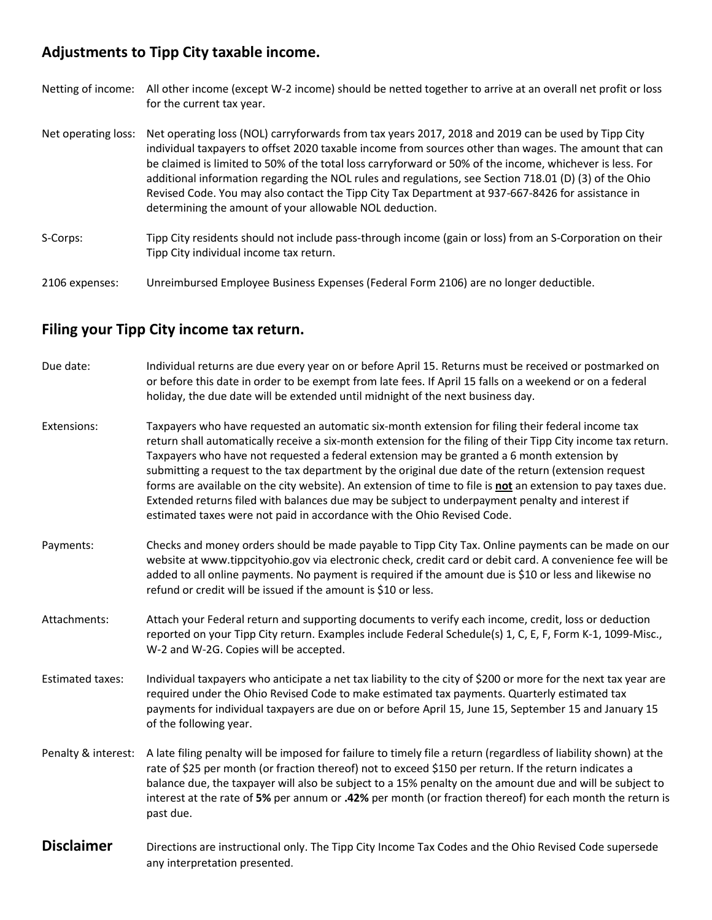## Adjustments to Tipp City taxable income.

Netting of income: All other income (except W-2 income) should be netted together to arrive at an overall net profit or loss for the current tax year.

Net operating loss: Net operating loss (NOL) carryforwards from tax years 2017, 2018 and 2019 can be used by Tipp City individual taxpayers to offset 2020 taxable income from sources other than wages. The amount that can be claimed is limited to 50% of the total loss carryforward or 50% of the income, whichever is less. For additional information regarding the NOL rules and regulations, see Section 718.01 (D) (3) of the Ohio Revised Code. You may also contact the Tipp City Tax Department at 937-667-8426 for assistance in determining the amount of your allowable NOL deduction.

S-Corps: Tipp City residents should not include pass-through income (gain or loss) from an S-Corporation on their Tipp City individual income tax return.

2106 expenses: Unreimbursed Employee Business Expenses (Federal Form 2106) are no longer deductible.

## Filing your Tipp City income tax return.

Due date: Individual returns are due every year on or before April 15. Returns must be received or postmarked on or before this date in order to be exempt from late fees. If April 15 falls on a weekend or on a federal holiday, the due date will be extended until midnight of the next business day.

Extensions: Taxpayers who have requested an automatic six-month extension for filing their federal income tax return shall automatically receive a six-month extension for the filing of their Tipp City income tax return. Taxpayers who have not requested a federal extension may be granted a 6 month extension by submitting a request to the tax department by the original due date of the return (extension request forms are available on the city website). An extension of time to file is **not** an extension to pay taxes due. Extended returns filed with balances due may be subject to underpayment penalty and interest if estimated taxes were not paid in accordance with the Ohio Revised Code.

Payments: Checks and money orders should be made payable to Tipp City Tax. Online payments can be made on our website at www.tippcityohio.gov via electronic check, credit card or debit card. A convenience fee will be added to all online payments. No payment is required if the amount due is $10 or less and likewise no refund or credit will be issued if the amount is $10 or less.

Attachments: Attach your Federal return and supporting documents to verify each income, credit, loss or deduction reported on your Tipp City return. Examples include Federal Schedule(s) 1, C, E, F, Form K-1, 1099-Misc., W-2 and W-2G. Copies will be accepted.

Estimated taxes: Individual taxpayers who anticipate a net tax liability to the city of $200 or more for the next tax year are required under the Ohio Revised Code to make estimated tax payments. Quarterly estimated tax payments for individual taxpayers are due on or before April 15, June 15, September 15 and January 15 of the following year.

Penalty & interest: A late filing penalty will be imposed for failure to timely file a return (regardless of liability shown) at the rate of $25 per month (or fraction thereof) not to exceed $150 per return. If the return indicates a balance due, the taxpayer will also be subject to a 15% penalty on the amount due and will be subject to interest at the rate of **5%** per annum or **.42%** per month (or fraction thereof) for each month the return is past due.

## Disclaimer

Directions are instructional only. The Tipp City Income Tax Codes and the Ohio Revised Code supersede any interpretation presented.